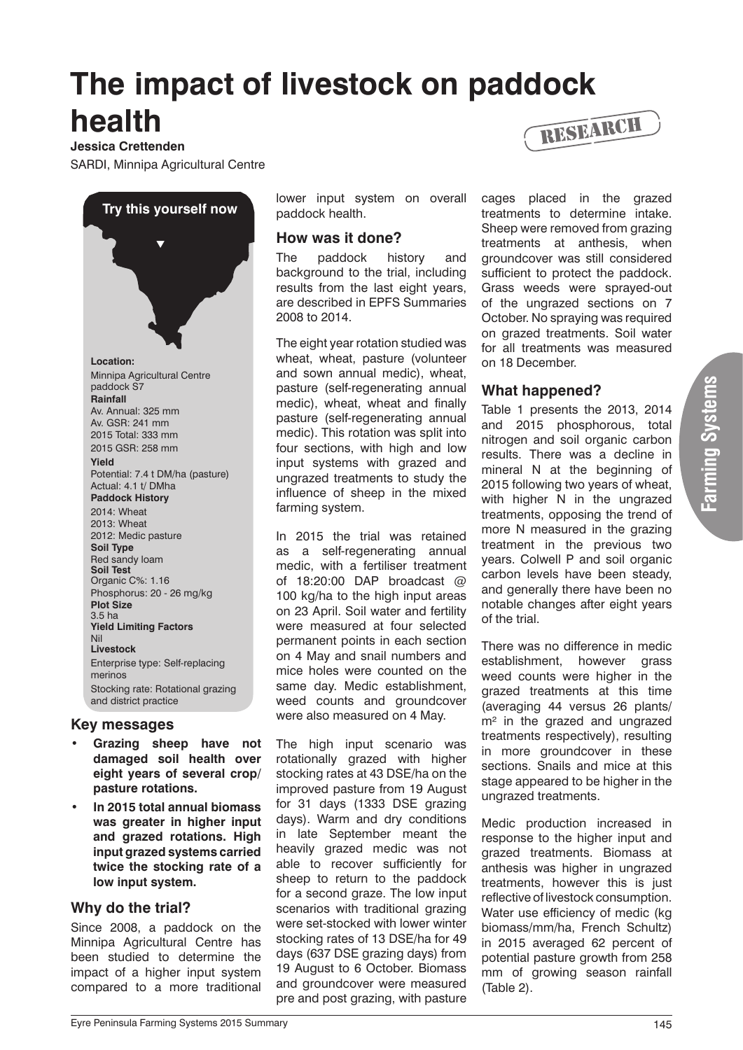# The impact of livestock on paddock health

**Jessica Crettenden**

SARDI, Minnipa Agricultural Centre

RESEARCH

**Try this yourself now**

**Location:**
Minnipa Agricultural Centre paddock S7

**Rainfall**
Av. Annual: 325 mm
Av. GSR: 241 mm
2015 Total: 333 mm
2015 GSR: 258 mm

**Yield**
Potential: 7.4 t DM/ha (pasture)
Actual: 4.1 t/ DMha

**Paddock History**
2014: Wheat
2013: Wheat
2012: Medic pasture

**Soil Type**
Red sandy loam

**Soil Test**
Organic C%: 1.16
Phosphorus: 20 - 26 mg/kg

**Plot Size**
3.5 ha

**Yield Limiting Factors**
Nil

**Livestock**
Enterprise type: Self-replacing merinos
Stocking rate: Rotational grazing and district practice

## Key messages

- **Grazing sheep have not damaged soil health over eight years of several crop/ pasture rotations.**
- **In 2015 total annual biomass was greater in higher input and grazed rotations. High input grazed systems carried twice the stocking rate of a low input system.**

## Why do the trial?

Since 2008, a paddock on the Minnipa Agricultural Centre has been studied to determine the impact of a higher input system compared to a more traditional lower input system on overall paddock health.

## How was it done?

The paddock history and background to the trial, including results from the last eight years, are described in EPFS Summaries 2008 to 2014.

The eight year rotation studied was wheat, wheat, pasture (volunteer and sown annual medic), wheat, pasture (self-regenerating annual medic), wheat, wheat and finally pasture (self-regenerating annual medic). This rotation was split into four sections, with high and low input systems with grazed and ungrazed treatments to study the influence of sheep in the mixed farming system.

In 2015 the trial was retained as a self-regenerating annual medic, with a fertiliser treatment of 18:20:00 DAP broadcast @ 100 kg/ha to the high input areas on 23 April. Soil water and fertility were measured at four selected permanent points in each section on 4 May and snail numbers and mice holes were counted on the same day. Medic establishment, weed counts and groundcover were also measured on 4 May.

The high input scenario was rotationally grazed with higher stocking rates at 43 DSE/ha on the improved pasture from 19 August for 31 days (1333 DSE grazing days). Warm and dry conditions in late September meant the heavily grazed medic was not able to recover sufficiently for sheep to return to the paddock for a second graze. The low input scenarios with traditional grazing were set-stocked with lower winter stocking rates of 13 DSE/ha for 49 days (637 DSE grazing days) from 19 August to 6 October. Biomass and groundcover were measured pre and post grazing, with pasture cages placed in the grazed treatments to determine intake. Sheep were removed from grazing treatments at anthesis, when groundcover was still considered sufficient to protect the paddock. Grass weeds were sprayed-out of the ungrazed sections on 7 October. No spraying was required on grazed treatments. Soil water for all treatments was measured on 18 December.

## What happened?

Table 1 presents the 2013, 2014 and 2015 phosphorous, total nitrogen and soil organic carbon results. There was a decline in mineral N at the beginning of 2015 following two years of wheat, with higher N in the ungrazed treatments, opposing the trend of more N measured in the grazing treatment in the previous two years. Colwell P and soil organic carbon levels have been steady, and generally there have been no notable changes after eight years of the trial.

There was no difference in medic establishment, however grass weed counts were higher in the grazed treatments at this time (averaging 44 versus 26 plants/ m$^2$ in the grazed and ungrazed treatments respectively), resulting in more groundcover in these sections. Snails and mice at this stage appeared to be higher in the ungrazed treatments.

Medic production increased in response to the higher input and grazed treatments. Biomass at anthesis was higher in ungrazed treatments, however this is just reflective of livestock consumption. Water use efficiency of medic (kg biomass/mm/ha, French Schultz) in 2015 averaged 62 percent of potential pasture growth from 258 mm of growing season rainfall (Table 2).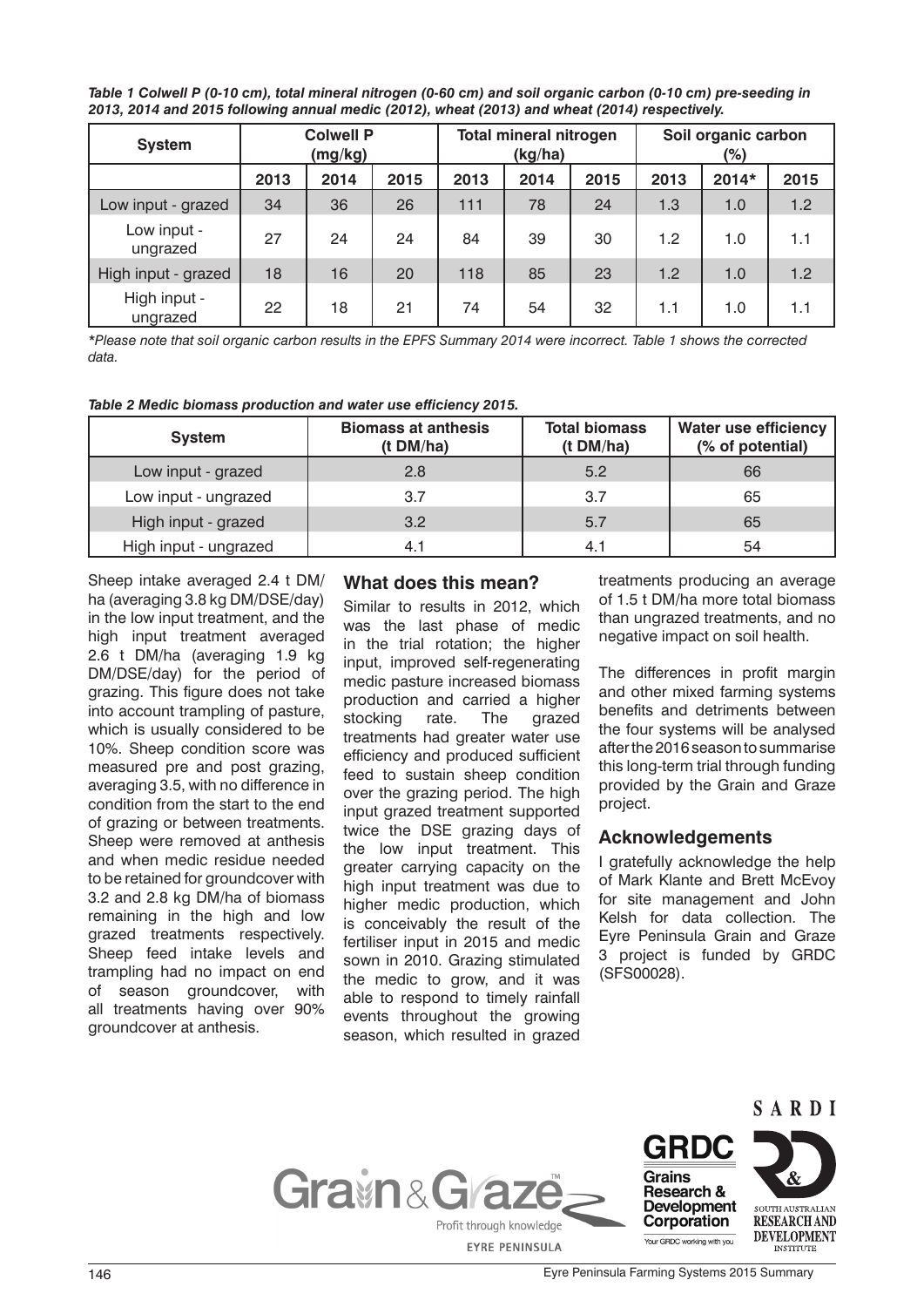*Table 1 Colwell P (0-10 cm), total mineral nitrogen (0-60 cm) and soil organic carbon (0-10 cm) pre-seeding in 2013, 2014 and 2015 following annual medic (2012), wheat (2013) and wheat (2014) respectively.*

| System | Colwell P (mg/kg) | | | Total mineral nitrogen (kg/ha) | | | Soil organic carbon (%) | | |
|---|---|---|---|---|---|---|---|---|---|
| | 2013 | 2014 | 2015 | 2013 | 2014 | 2015 | 2013 | 2014* | 2015 |
| Low input - grazed | 34 | 36 | 26 | 111 | 78 | 24 | 1.3 | 1.0 | 1.2 |
| Low input - ungrazed | 27 | 24 | 24 | 84 | 39 | 30 | 1.2 | 1.0 | 1.1 |
| High input - grazed | 18 | 16 | 20 | 118 | 85 | 23 | 1.2 | 1.0 | 1.2 |
| High input - ungrazed | 22 | 18 | 21 | 74 | 54 | 32 | 1.1 | 1.0 | 1.1 |

*\*Please note that soil organic carbon results in the EPFS Summary 2014 were incorrect. Table 1 shows the corrected data.*

*Table 2 Medic biomass production and water use efficiency 2015.*

| System | Biomass at anthesis (t DM/ha) | Total biomass (t DM/ha) | Water use efficiency (% of potential) |
|---|---|---|---|
| Low input - grazed | 2.8 | 5.2 | 66 |
| Low input - ungrazed | 3.7 | 3.7 | 65 |
| High input - grazed | 3.2 | 5.7 | 65 |
| High input - ungrazed | 4.1 | 4.1 | 54 |

Sheep intake averaged 2.4 t DM/ha (averaging 3.8 kg DM/DSE/day) in the low input treatment, and the high input treatment averaged 2.6 t DM/ha (averaging 1.9 kg DM/DSE/day) for the period of grazing. This figure does not take into account trampling of pasture, which is usually considered to be 10%. Sheep condition score was measured pre and post grazing, averaging 3.5, with no difference in condition from the start to the end of grazing or between treatments. Sheep were removed at anthesis and when medic residue needed to be retained for groundcover with 3.2 and 2.8 kg DM/ha of biomass remaining in the high and low grazed treatments respectively. Sheep feed intake levels and trampling had no impact on end of season groundcover, with all treatments having over 90% groundcover at anthesis.

## What does this mean?

Similar to results in 2012, which was the last phase of medic in the trial rotation; the higher input, improved self-regenerating medic pasture increased biomass production and carried a higher stocking rate. The grazed treatments had greater water use efficiency and produced sufficient feed to sustain sheep condition over the grazing period. The high input grazed treatment supported twice the DSE grazing days of the low input treatment. This greater carrying capacity on the high input treatment was due to higher medic production, which is conceivably the result of the fertiliser input in 2015 and medic sown in 2010. Grazing stimulated the medic to grow, and it was able to respond to timely rainfall events throughout the growing season, which resulted in grazed treatments producing an average of 1.5 t DM/ha more total biomass than ungrazed treatments, and no negative impact on soil health.

The differences in profit margin and other mixed farming systems benefits and detriments between the four systems will be analysed after the 2016 season to summarise this long-term trial through funding provided by the Grain and Graze project.

## Acknowledgements

I gratefully acknowledge the help of Mark Klante and Brett McEvoy for site management and John Kelsh for data collection. The Eyre Peninsula Grain and Graze 3 project is funded by GRDC (SFS00028).

Grain & Graze™ Profit through knowledge EYRE PENINSULA

GRDC Grains Research & Development Corporation Your GRDC working with you

SARDI SOUTH AUSTRALIAN RESEARCH AND DEVELOPMENT INSTITUTE